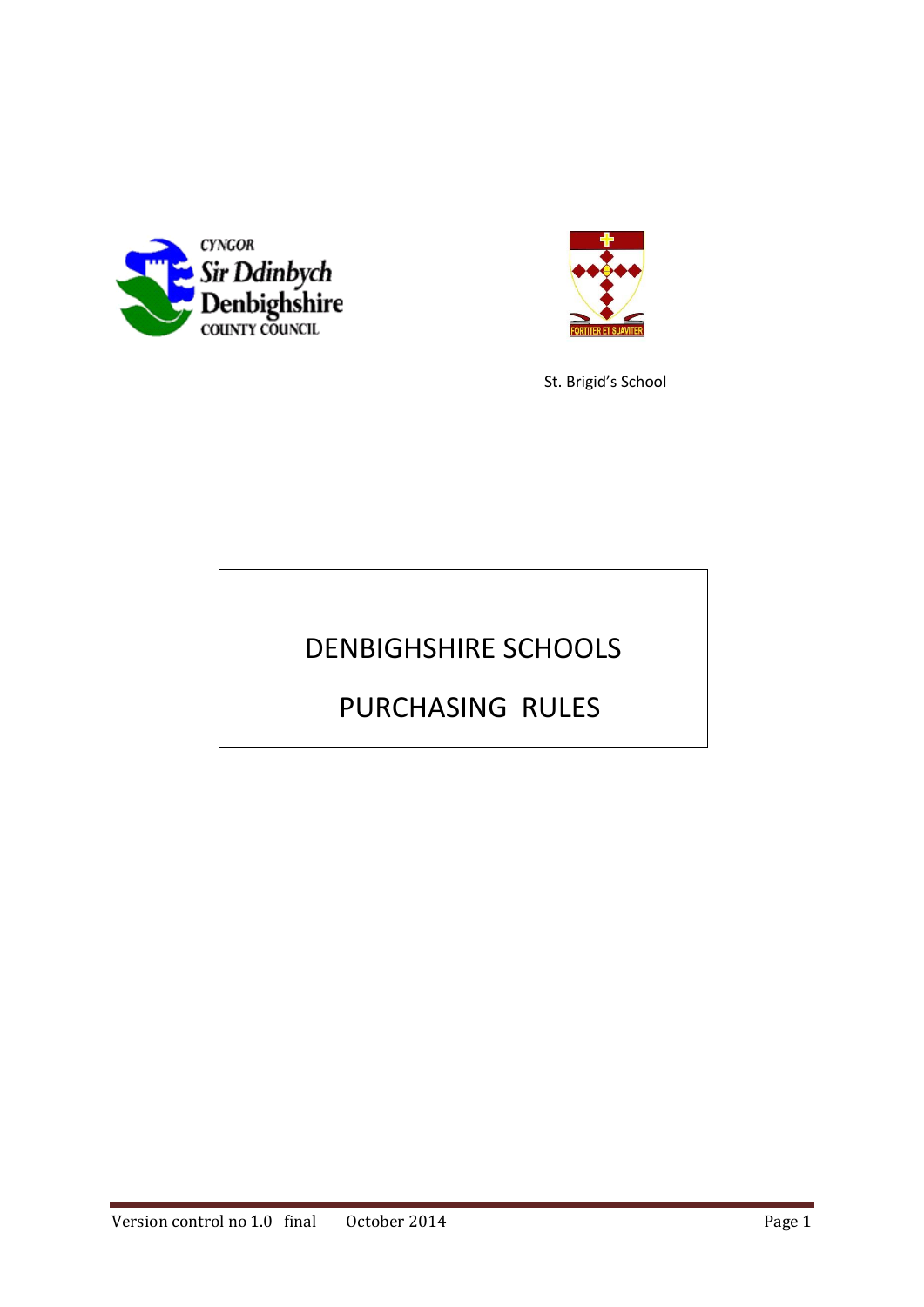CYNGOR
Sir Ddinbych
Denbighshire
COUNTY COUNCIL

FORTITER ET SUAVITER

St. Brigid's School

# DENBIGHSHIRE SCHOOLS PURCHASING RULES

Version control no 1.0 final October 2014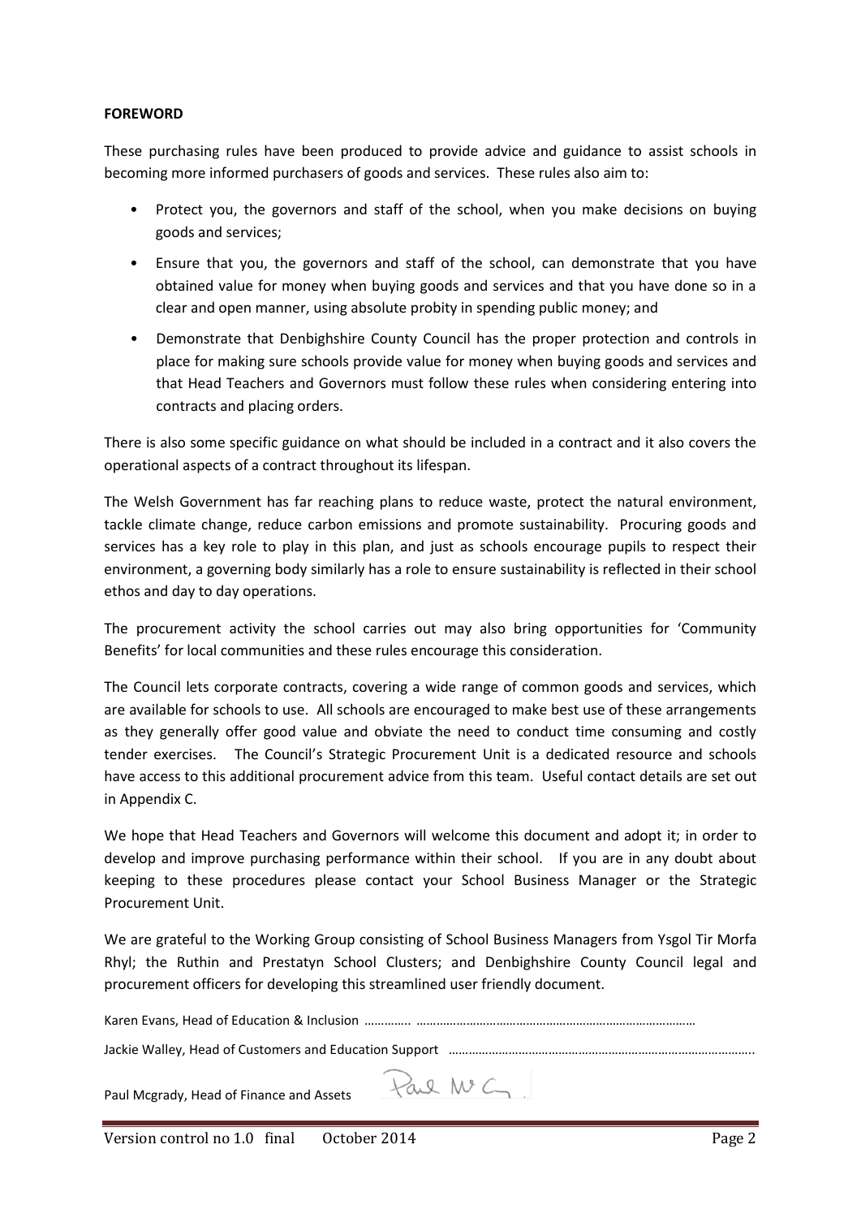**FOREWORD**

These purchasing rules have been produced to provide advice and guidance to assist schools in becoming more informed purchasers of goods and services. These rules also aim to:

- Protect you, the governors and staff of the school, when you make decisions on buying goods and services;
- Ensure that you, the governors and staff of the school, can demonstrate that you have obtained value for money when buying goods and services and that you have done so in a clear and open manner, using absolute probity in spending public money; and
- Demonstrate that Denbighshire County Council has the proper protection and controls in place for making sure schools provide value for money when buying goods and services and that Head Teachers and Governors must follow these rules when considering entering into contracts and placing orders.

There is also some specific guidance on what should be included in a contract and it also covers the operational aspects of a contract throughout its lifespan.

The Welsh Government has far reaching plans to reduce waste, protect the natural environment, tackle climate change, reduce carbon emissions and promote sustainability. Procuring goods and services has a key role to play in this plan, and just as schools encourage pupils to respect their environment, a governing body similarly has a role to ensure sustainability is reflected in their school ethos and day to day operations.

The procurement activity the school carries out may also bring opportunities for 'Community Benefits' for local communities and these rules encourage this consideration.

The Council lets corporate contracts, covering a wide range of common goods and services, which are available for schools to use. All schools are encouraged to make best use of these arrangements as they generally offer good value and obviate the need to conduct time consuming and costly tender exercises. The Council's Strategic Procurement Unit is a dedicated resource and schools have access to this additional procurement advice from this team. Useful contact details are set out in Appendix C.

We hope that Head Teachers and Governors will welcome this document and adopt it; in order to develop and improve purchasing performance within their school. If you are in any doubt about keeping to these procedures please contact your School Business Manager or the Strategic Procurement Unit.

We are grateful to the Working Group consisting of School Business Managers from Ysgol Tir Morfa Rhyl; the Ruthin and Prestatyn School Clusters; and Denbighshire County Council legal and procurement officers for developing this streamlined user friendly document.

Karen Evans, Head of Education & Inclusion …………. ……………………………………………………………………………

Jackie Walley, Head of Customers and Education Support …………………………………………………………………………….

Paul Mcgrady, Head of Finance and Assets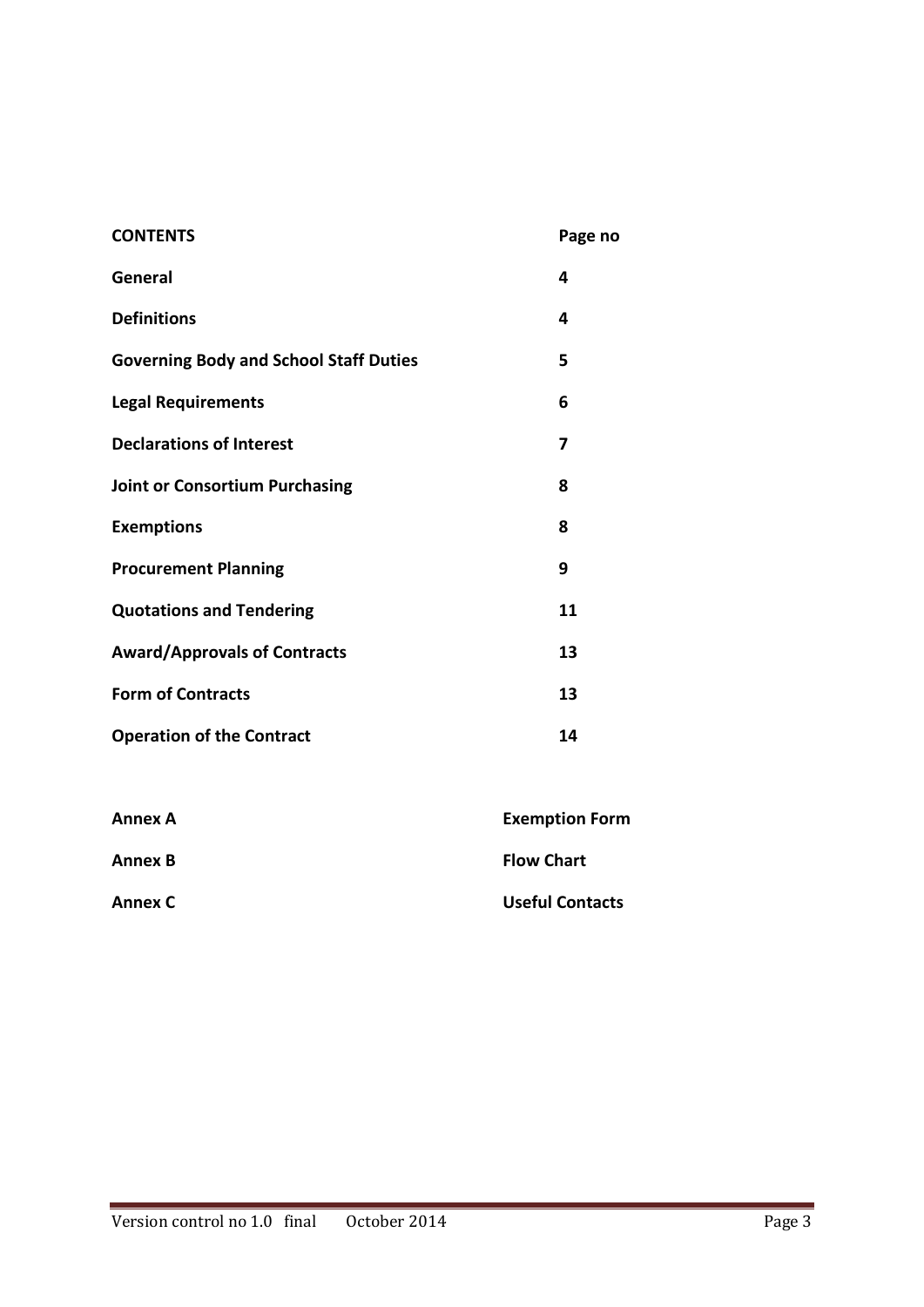| **CONTENTS** | **Page no** |
| --- | --- |
| **General** | **4** |
| **Definitions** | **4** |
| **Governing Body and School Staff Duties** | **5** |
| **Legal Requirements** | **6** |
| **Declarations of Interest** | **7** |
| **Joint or Consortium Purchasing** | **8** |
| **Exemptions** | **8** |
| **Procurement Planning** | **9** |
| **Quotations and Tendering** | **11** |
| **Award/Approvals of Contracts** | **13** |
| **Form of Contracts** | **13** |
| **Operation of the Contract** | **14** |

| | |
| --- | --- |
| **Annex A** | **Exemption Form** |
| **Annex B** | **Flow Chart** |
| **Annex C** | **Useful Contacts** |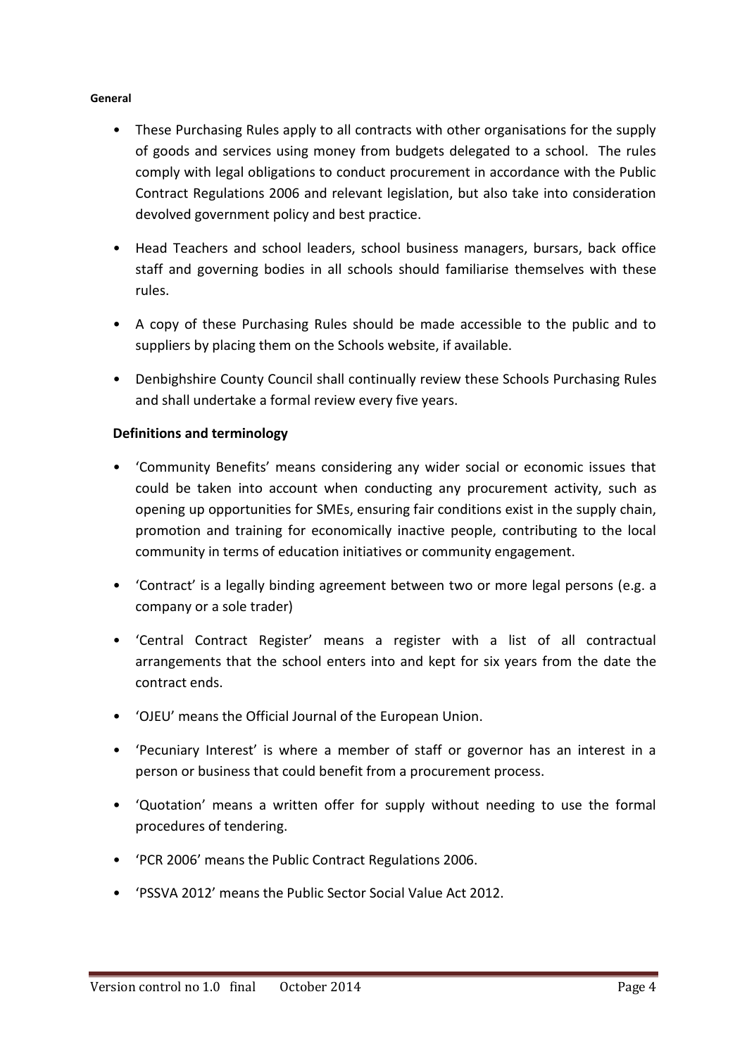#### General

- These Purchasing Rules apply to all contracts with other organisations for the supply of goods and services using money from budgets delegated to a school. The rules comply with legal obligations to conduct procurement in accordance with the Public Contract Regulations 2006 and relevant legislation, but also take into consideration devolved government policy and best practice.
- Head Teachers and school leaders, school business managers, bursars, back office staff and governing bodies in all schools should familiarise themselves with these rules.
- A copy of these Purchasing Rules should be made accessible to the public and to suppliers by placing them on the Schools website, if available.
- Denbighshire County Council shall continually review these Schools Purchasing Rules and shall undertake a formal review every five years.

### Definitions and terminology

- 'Community Benefits' means considering any wider social or economic issues that could be taken into account when conducting any procurement activity, such as opening up opportunities for SMEs, ensuring fair conditions exist in the supply chain, promotion and training for economically inactive people, contributing to the local community in terms of education initiatives or community engagement.
- 'Contract' is a legally binding agreement between two or more legal persons (e.g. a company or a sole trader)
- 'Central Contract Register' means a register with a list of all contractual arrangements that the school enters into and kept for six years from the date the contract ends.
- 'OJEU' means the Official Journal of the European Union.
- 'Pecuniary Interest' is where a member of staff or governor has an interest in a person or business that could benefit from a procurement process.
- 'Quotation' means a written offer for supply without needing to use the formal procedures of tendering.
- 'PCR 2006' means the Public Contract Regulations 2006.
- 'PSSVA 2012' means the Public Sector Social Value Act 2012.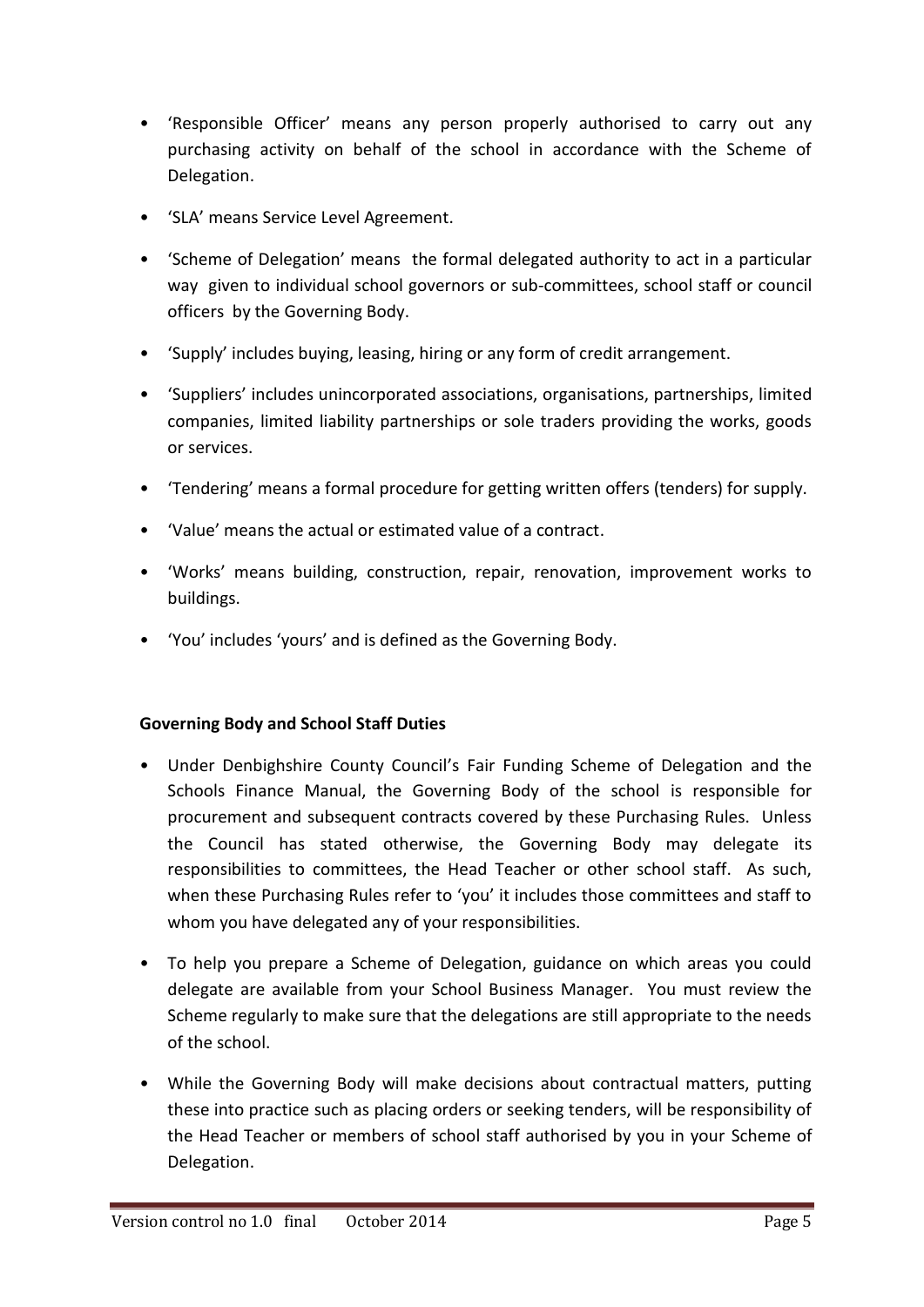- 'Responsible Officer' means any person properly authorised to carry out any purchasing activity on behalf of the school in accordance with the Scheme of Delegation.
- 'SLA' means Service Level Agreement.
- 'Scheme of Delegation' means the formal delegated authority to act in a particular way given to individual school governors or sub-committees, school staff or council officers by the Governing Body.
- 'Supply' includes buying, leasing, hiring or any form of credit arrangement.
- 'Suppliers' includes unincorporated associations, organisations, partnerships, limited companies, limited liability partnerships or sole traders providing the works, goods or services.
- 'Tendering' means a formal procedure for getting written offers (tenders) for supply.
- 'Value' means the actual or estimated value of a contract.
- 'Works' means building, construction, repair, renovation, improvement works to buildings.
- 'You' includes 'yours' and is defined as the Governing Body.

**Governing Body and School Staff Duties**

- Under Denbighshire County Council's Fair Funding Scheme of Delegation and the Schools Finance Manual, the Governing Body of the school is responsible for procurement and subsequent contracts covered by these Purchasing Rules. Unless the Council has stated otherwise, the Governing Body may delegate its responsibilities to committees, the Head Teacher or other school staff. As such, when these Purchasing Rules refer to 'you' it includes those committees and staff to whom you have delegated any of your responsibilities.
- To help you prepare a Scheme of Delegation, guidance on which areas you could delegate are available from your School Business Manager. You must review the Scheme regularly to make sure that the delegations are still appropriate to the needs of the school.
- While the Governing Body will make decisions about contractual matters, putting these into practice such as placing orders or seeking tenders, will be responsibility of the Head Teacher or members of school staff authorised by you in your Scheme of Delegation.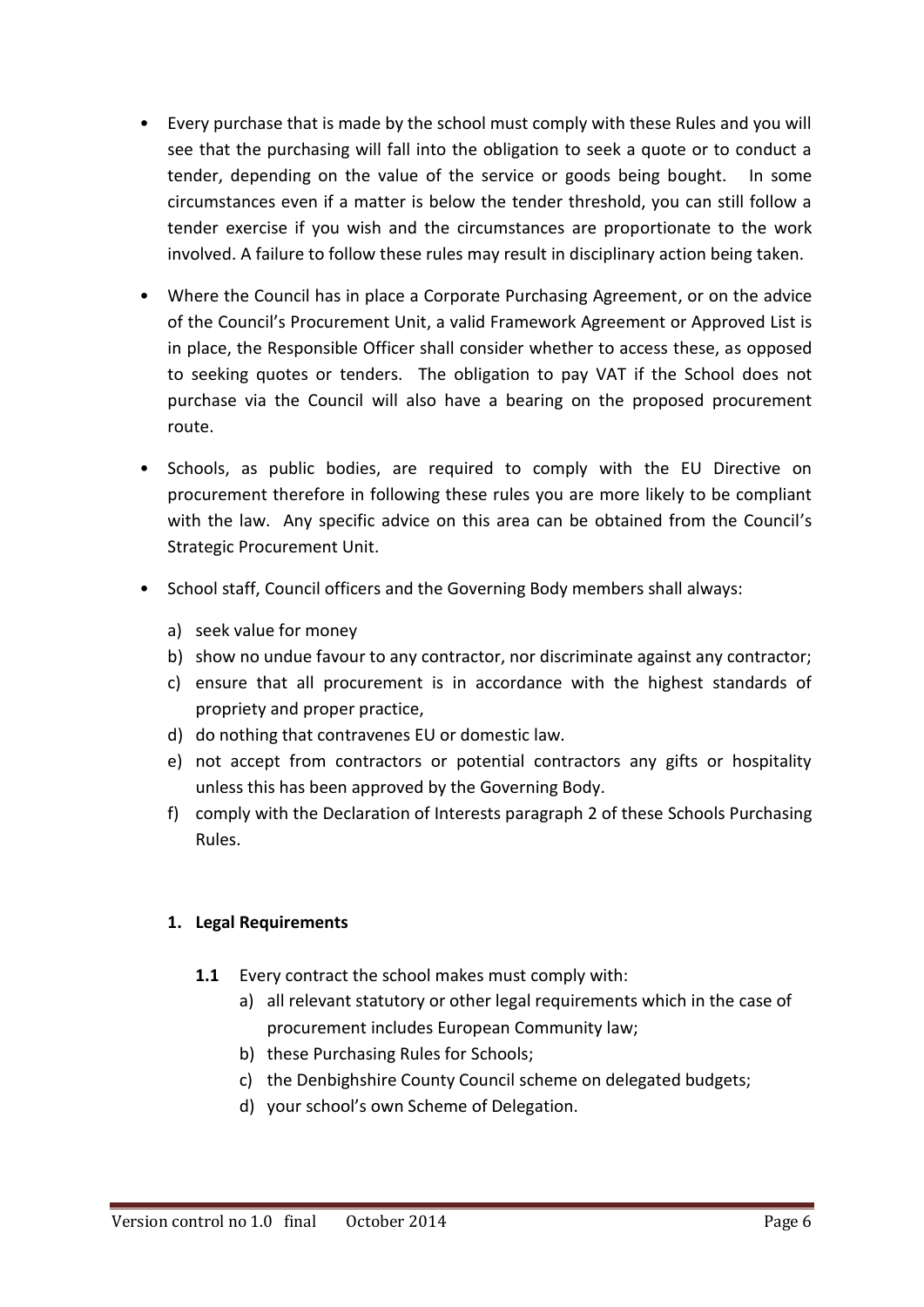- Every purchase that is made by the school must comply with these Rules and you will see that the purchasing will fall into the obligation to seek a quote or to conduct a tender, depending on the value of the service or goods being bought. In some circumstances even if a matter is below the tender threshold, you can still follow a tender exercise if you wish and the circumstances are proportionate to the work involved. A failure to follow these rules may result in disciplinary action being taken.

- Where the Council has in place a Corporate Purchasing Agreement, or on the advice of the Council's Procurement Unit, a valid Framework Agreement or Approved List is in place, the Responsible Officer shall consider whether to access these, as opposed to seeking quotes or tenders. The obligation to pay VAT if the School does not purchase via the Council will also have a bearing on the proposed procurement route.

- Schools, as public bodies, are required to comply with the EU Directive on procurement therefore in following these rules you are more likely to be compliant with the law. Any specific advice on this area can be obtained from the Council's Strategic Procurement Unit.

- School staff, Council officers and the Governing Body members shall always:

  a) seek value for money
  b) show no undue favour to any contractor, nor discriminate against any contractor;
  c) ensure that all procurement is in accordance with the highest standards of propriety and proper practice,
  d) do nothing that contravenes EU or domestic law.
  e) not accept from contractors or potential contractors any gifts or hospitality unless this has been approved by the Governing Body.
  f) comply with the Declaration of Interests paragraph 2 of these Schools Purchasing Rules.

## 1. Legal Requirements

**1.1** Every contract the school makes must comply with:

a) all relevant statutory or other legal requirements which in the case of procurement includes European Community law;
b) these Purchasing Rules for Schools;
c) the Denbighshire County Council scheme on delegated budgets;
d) your school's own Scheme of Delegation.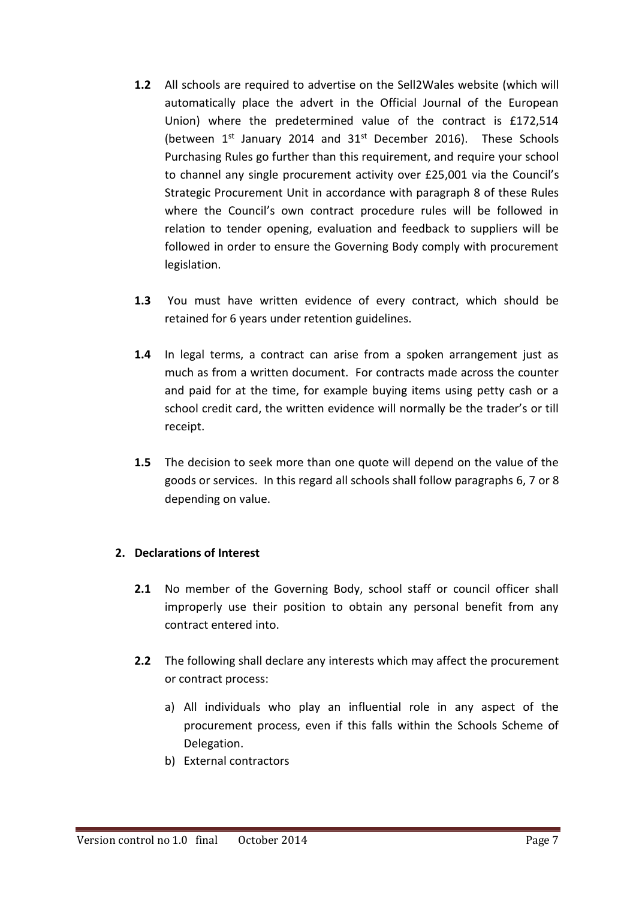**1.2** All schools are required to advertise on the Sell2Wales website (which will automatically place the advert in the Official Journal of the European Union) where the predetermined value of the contract is £172,514 (between 1st January 2014 and 31st December 2016). These Schools Purchasing Rules go further than this requirement, and require your school to channel any single procurement activity over £25,001 via the Council's Strategic Procurement Unit in accordance with paragraph 8 of these Rules where the Council's own contract procedure rules will be followed in relation to tender opening, evaluation and feedback to suppliers will be followed in order to ensure the Governing Body comply with procurement legislation.

**1.3** You must have written evidence of every contract, which should be retained for 6 years under retention guidelines.

**1.4** In legal terms, a contract can arise from a spoken arrangement just as much as from a written document. For contracts made across the counter and paid for at the time, for example buying items using petty cash or a school credit card, the written evidence will normally be the trader's or till receipt.

**1.5** The decision to seek more than one quote will depend on the value of the goods or services. In this regard all schools shall follow paragraphs 6, 7 or 8 depending on value.

## 2. Declarations of Interest

**2.1** No member of the Governing Body, school staff or council officer shall improperly use their position to obtain any personal benefit from any contract entered into.

**2.2** The following shall declare any interests which may affect the procurement or contract process:

a) All individuals who play an influential role in any aspect of the procurement process, even if this falls within the Schools Scheme of Delegation.
b) External contractors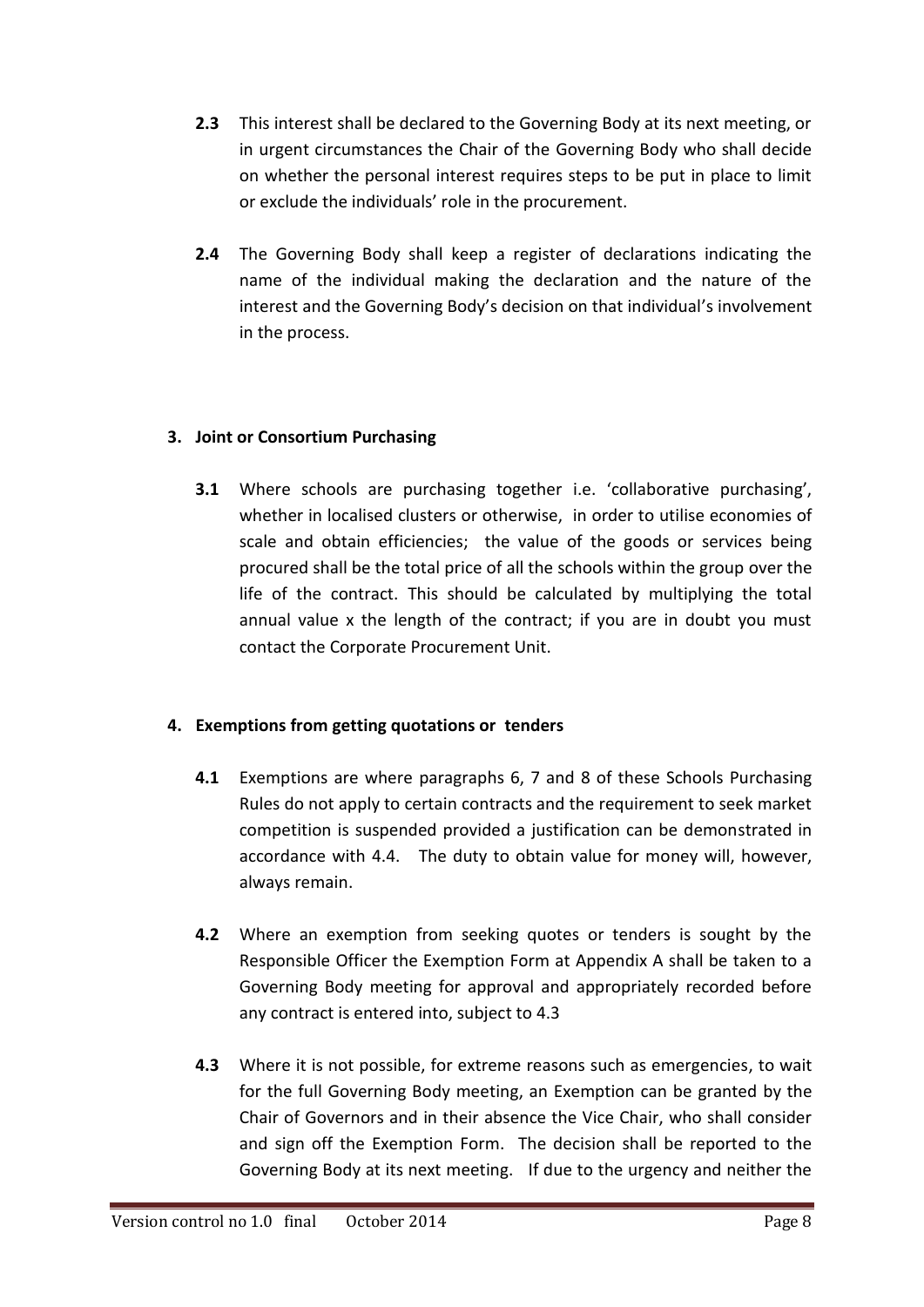**2.3** This interest shall be declared to the Governing Body at its next meeting, or in urgent circumstances the Chair of the Governing Body who shall decide on whether the personal interest requires steps to be put in place to limit or exclude the individuals' role in the procurement.

**2.4** The Governing Body shall keep a register of declarations indicating the name of the individual making the declaration and the nature of the interest and the Governing Body's decision on that individual's involvement in the process.

### 3. Joint or Consortium Purchasing

**3.1** Where schools are purchasing together i.e. 'collaborative purchasing', whether in localised clusters or otherwise, in order to utilise economies of scale and obtain efficiencies; the value of the goods or services being procured shall be the total price of all the schools within the group over the life of the contract. This should be calculated by multiplying the total annual value x the length of the contract; if you are in doubt you must contact the Corporate Procurement Unit.

### 4. Exemptions from getting quotations or tenders

**4.1** Exemptions are where paragraphs 6, 7 and 8 of these Schools Purchasing Rules do not apply to certain contracts and the requirement to seek market competition is suspended provided a justification can be demonstrated in accordance with 4.4. The duty to obtain value for money will, however, always remain.

**4.2** Where an exemption from seeking quotes or tenders is sought by the Responsible Officer the Exemption Form at Appendix A shall be taken to a Governing Body meeting for approval and appropriately recorded before any contract is entered into, subject to 4.3

**4.3** Where it is not possible, for extreme reasons such as emergencies, to wait for the full Governing Body meeting, an Exemption can be granted by the Chair of Governors and in their absence the Vice Chair, who shall consider and sign off the Exemption Form. The decision shall be reported to the Governing Body at its next meeting. If due to the urgency and neither the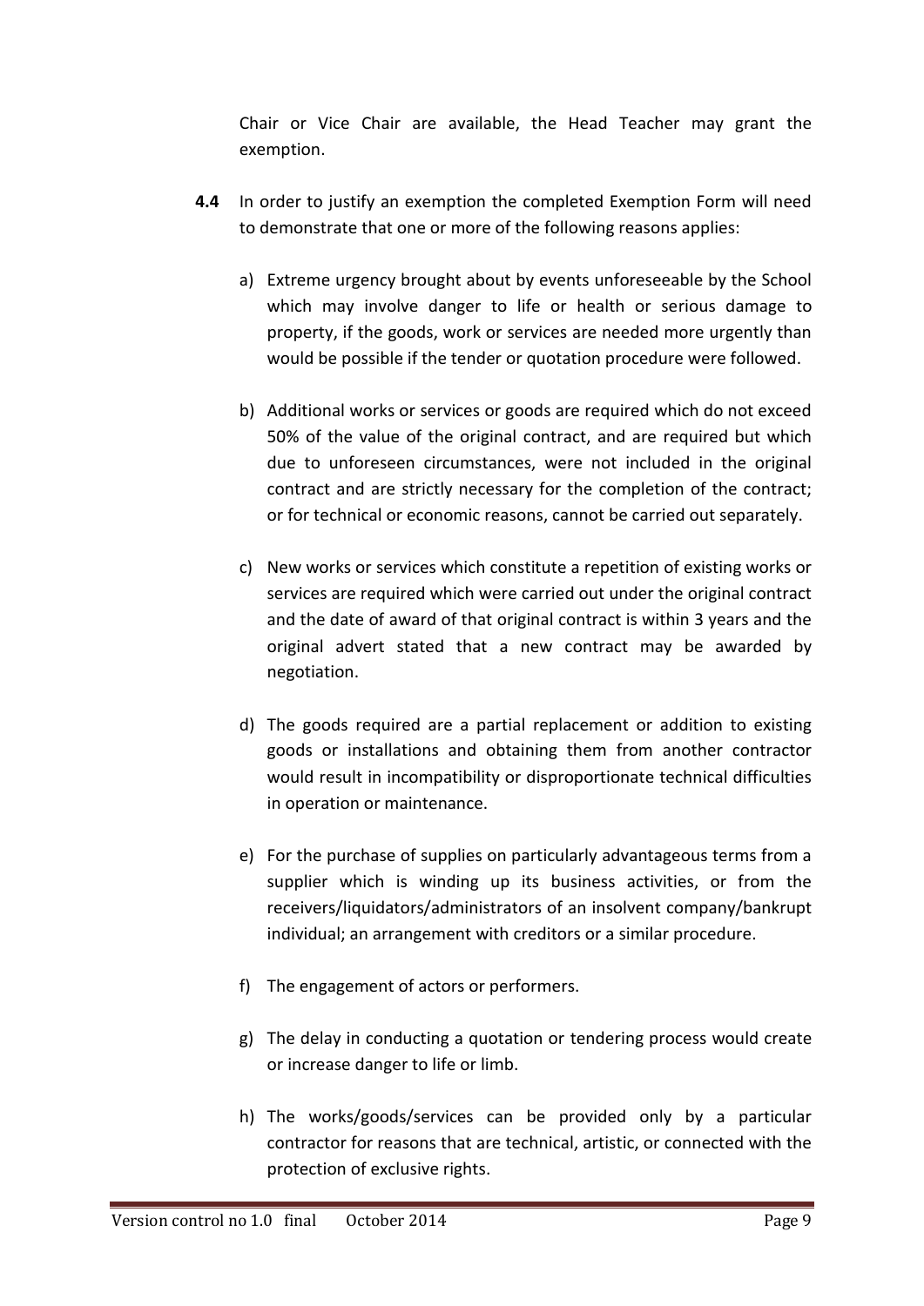Chair or Vice Chair are available, the Head Teacher may grant the exemption.

**4.4** In order to justify an exemption the completed Exemption Form will need to demonstrate that one or more of the following reasons applies:

a) Extreme urgency brought about by events unforeseeable by the School which may involve danger to life or health or serious damage to property, if the goods, work or services are needed more urgently than would be possible if the tender or quotation procedure were followed.

b) Additional works or services or goods are required which do not exceed 50% of the value of the original contract, and are required but which due to unforeseen circumstances, were not included in the original contract and are strictly necessary for the completion of the contract; or for technical or economic reasons, cannot be carried out separately.

c) New works or services which constitute a repetition of existing works or services are required which were carried out under the original contract and the date of award of that original contract is within 3 years and the original advert stated that a new contract may be awarded by negotiation.

d) The goods required are a partial replacement or addition to existing goods or installations and obtaining them from another contractor would result in incompatibility or disproportionate technical difficulties in operation or maintenance.

e) For the purchase of supplies on particularly advantageous terms from a supplier which is winding up its business activities, or from the receivers/liquidators/administrators of an insolvent company/bankrupt individual; an arrangement with creditors or a similar procedure.

f) The engagement of actors or performers.

g) The delay in conducting a quotation or tendering process would create or increase danger to life or limb.

h) The works/goods/services can be provided only by a particular contractor for reasons that are technical, artistic, or connected with the protection of exclusive rights.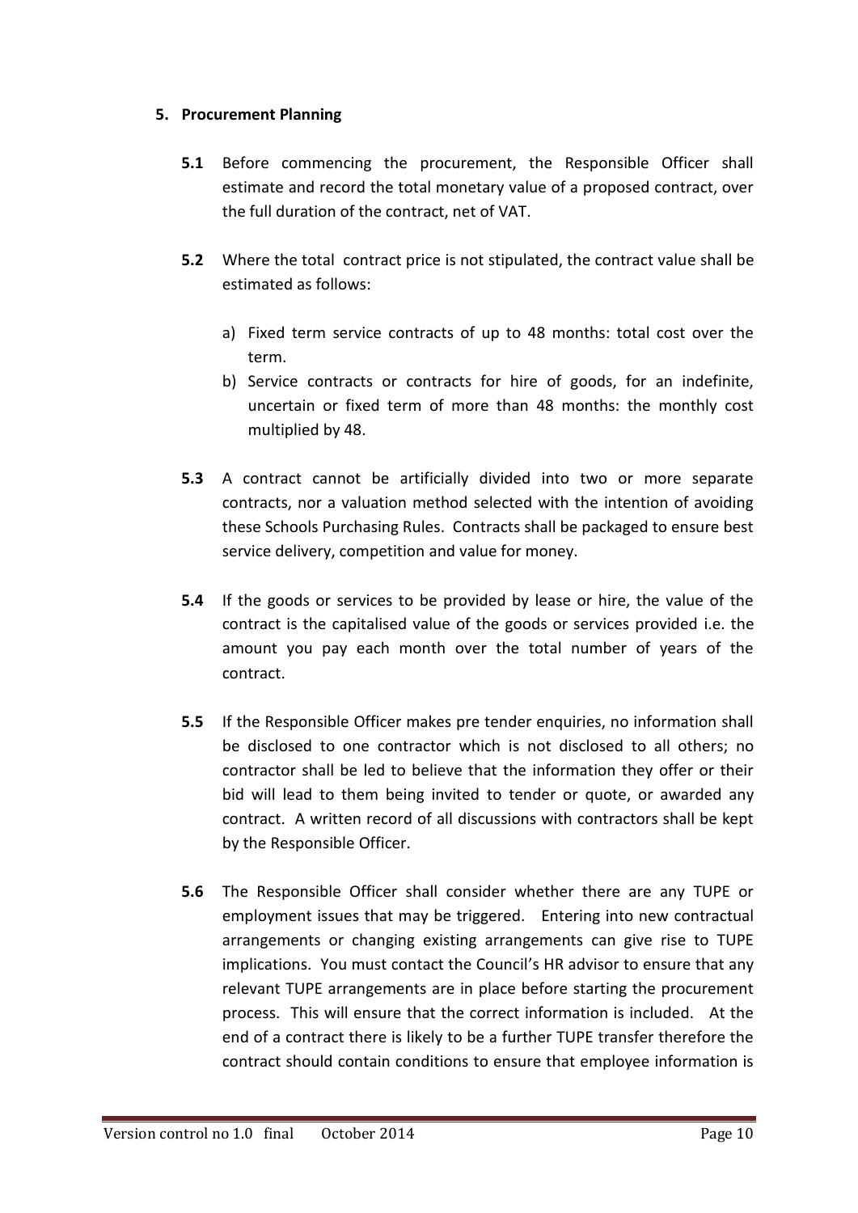## 5. Procurement Planning

**5.1** Before commencing the procurement, the Responsible Officer shall estimate and record the total monetary value of a proposed contract, over the full duration of the contract, net of VAT.

**5.2** Where the total contract price is not stipulated, the contract value shall be estimated as follows:

a) Fixed term service contracts of up to 48 months: total cost over the term.
b) Service contracts or contracts for hire of goods, for an indefinite, uncertain or fixed term of more than 48 months: the monthly cost multiplied by 48.

**5.3** A contract cannot be artificially divided into two or more separate contracts, nor a valuation method selected with the intention of avoiding these Schools Purchasing Rules. Contracts shall be packaged to ensure best service delivery, competition and value for money.

**5.4** If the goods or services to be provided by lease or hire, the value of the contract is the capitalised value of the goods or services provided i.e. the amount you pay each month over the total number of years of the contract.

**5.5** If the Responsible Officer makes pre tender enquiries, no information shall be disclosed to one contractor which is not disclosed to all others; no contractor shall be led to believe that the information they offer or their bid will lead to them being invited to tender or quote, or awarded any contract. A written record of all discussions with contractors shall be kept by the Responsible Officer.

**5.6** The Responsible Officer shall consider whether there are any TUPE or employment issues that may be triggered. Entering into new contractual arrangements or changing existing arrangements can give rise to TUPE implications. You must contact the Council's HR advisor to ensure that any relevant TUPE arrangements are in place before starting the procurement process. This will ensure that the correct information is included. At the end of a contract there is likely to be a further TUPE transfer therefore the contract should contain conditions to ensure that employee information is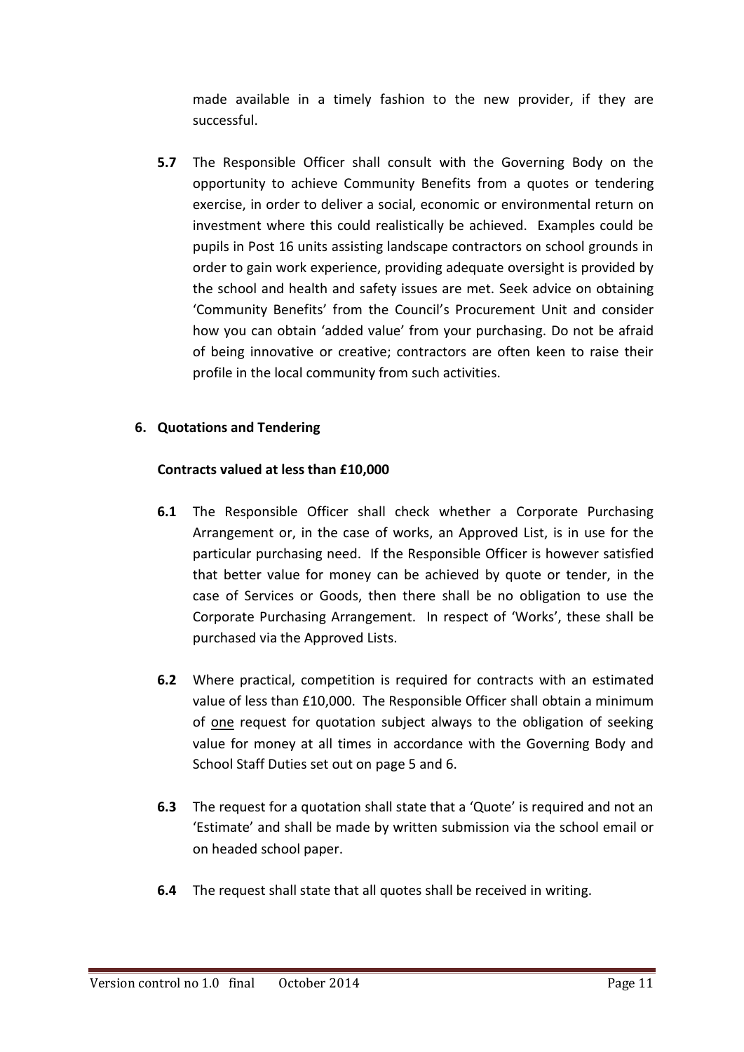made available in a timely fashion to the new provider, if they are successful.

**5.7** The Responsible Officer shall consult with the Governing Body on the opportunity to achieve Community Benefits from a quotes or tendering exercise, in order to deliver a social, economic or environmental return on investment where this could realistically be achieved. Examples could be pupils in Post 16 units assisting landscape contractors on school grounds in order to gain work experience, providing adequate oversight is provided by the school and health and safety issues are met. Seek advice on obtaining 'Community Benefits' from the Council's Procurement Unit and consider how you can obtain 'added value' from your purchasing. Do not be afraid of being innovative or creative; contractors are often keen to raise their profile in the local community from such activities.

## 6. Quotations and Tendering

### Contracts valued at less than £10,000

**6.1** The Responsible Officer shall check whether a Corporate Purchasing Arrangement or, in the case of works, an Approved List, is in use for the particular purchasing need. If the Responsible Officer is however satisfied that better value for money can be achieved by quote or tender, in the case of Services or Goods, then there shall be no obligation to use the Corporate Purchasing Arrangement. In respect of 'Works', these shall be purchased via the Approved Lists.

**6.2** Where practical, competition is required for contracts with an estimated value of less than £10,000. The Responsible Officer shall obtain a minimum of <u>one</u> request for quotation subject always to the obligation of seeking value for money at all times in accordance with the Governing Body and School Staff Duties set out on page 5 and 6.

**6.3** The request for a quotation shall state that a 'Quote' is required and not an 'Estimate' and shall be made by written submission via the school email or on headed school paper.

**6.4** The request shall state that all quotes shall be received in writing.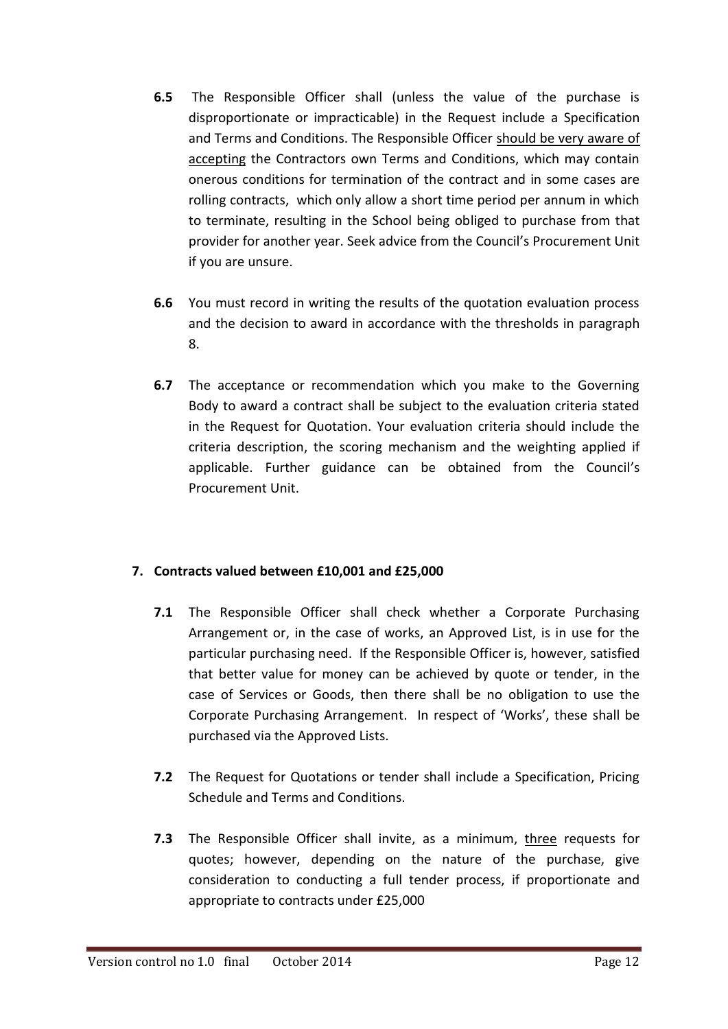**6.5** The Responsible Officer shall (unless the value of the purchase is disproportionate or impracticable) in the Request include a Specification and Terms and Conditions. The Responsible Officer <u>should be very aware of accepting</u> the Contractors own Terms and Conditions, which may contain onerous conditions for termination of the contract and in some cases are rolling contracts, which only allow a short time period per annum in which to terminate, resulting in the School being obliged to purchase from that provider for another year. Seek advice from the Council's Procurement Unit if you are unsure.

**6.6** You must record in writing the results of the quotation evaluation process and the decision to award in accordance with the thresholds in paragraph 8.

**6.7** The acceptance or recommendation which you make to the Governing Body to award a contract shall be subject to the evaluation criteria stated in the Request for Quotation. Your evaluation criteria should include the criteria description, the scoring mechanism and the weighting applied if applicable. Further guidance can be obtained from the Council's Procurement Unit.

## 7. Contracts valued between £10,001 and £25,000

**7.1** The Responsible Officer shall check whether a Corporate Purchasing Arrangement or, in the case of works, an Approved List, is in use for the particular purchasing need. If the Responsible Officer is, however, satisfied that better value for money can be achieved by quote or tender, in the case of Services or Goods, then there shall be no obligation to use the Corporate Purchasing Arrangement. In respect of 'Works', these shall be purchased via the Approved Lists.

**7.2** The Request for Quotations or tender shall include a Specification, Pricing Schedule and Terms and Conditions.

**7.3** The Responsible Officer shall invite, as a minimum, <u>three</u> requests for quotes; however, depending on the nature of the purchase, give consideration to conducting a full tender process, if proportionate and appropriate to contracts under £25,000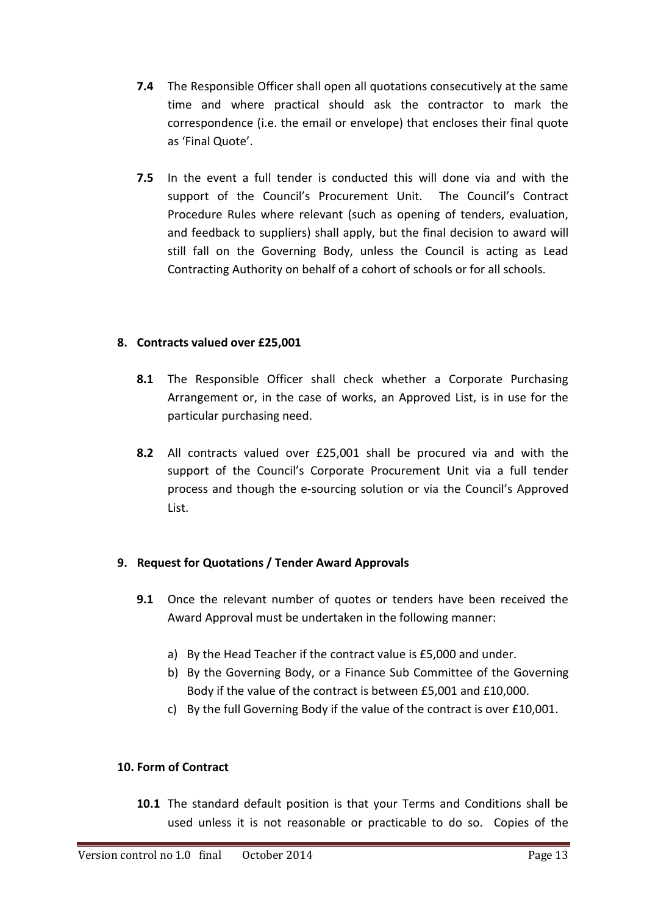**7.4** The Responsible Officer shall open all quotations consecutively at the same time and where practical should ask the contractor to mark the correspondence (i.e. the email or envelope) that encloses their final quote as 'Final Quote'.

**7.5** In the event a full tender is conducted this will done via and with the support of the Council's Procurement Unit. The Council's Contract Procedure Rules where relevant (such as opening of tenders, evaluation, and feedback to suppliers) shall apply, but the final decision to award will still fall on the Governing Body, unless the Council is acting as Lead Contracting Authority on behalf of a cohort of schools or for all schools.

## 8. Contracts valued over £25,001

**8.1** The Responsible Officer shall check whether a Corporate Purchasing Arrangement or, in the case of works, an Approved List, is in use for the particular purchasing need.

**8.2** All contracts valued over £25,001 shall be procured via and with the support of the Council's Corporate Procurement Unit via a full tender process and though the e-sourcing solution or via the Council's Approved List.

## 9. Request for Quotations / Tender Award Approvals

**9.1** Once the relevant number of quotes or tenders have been received the Award Approval must be undertaken in the following manner:

a) By the Head Teacher if the contract value is £5,000 and under.
b) By the Governing Body, or a Finance Sub Committee of the Governing Body if the value of the contract is between £5,001 and £10,000.
c) By the full Governing Body if the value of the contract is over £10,001.

## 10. Form of Contract

**10.1** The standard default position is that your Terms and Conditions shall be used unless it is not reasonable or practicable to do so. Copies of the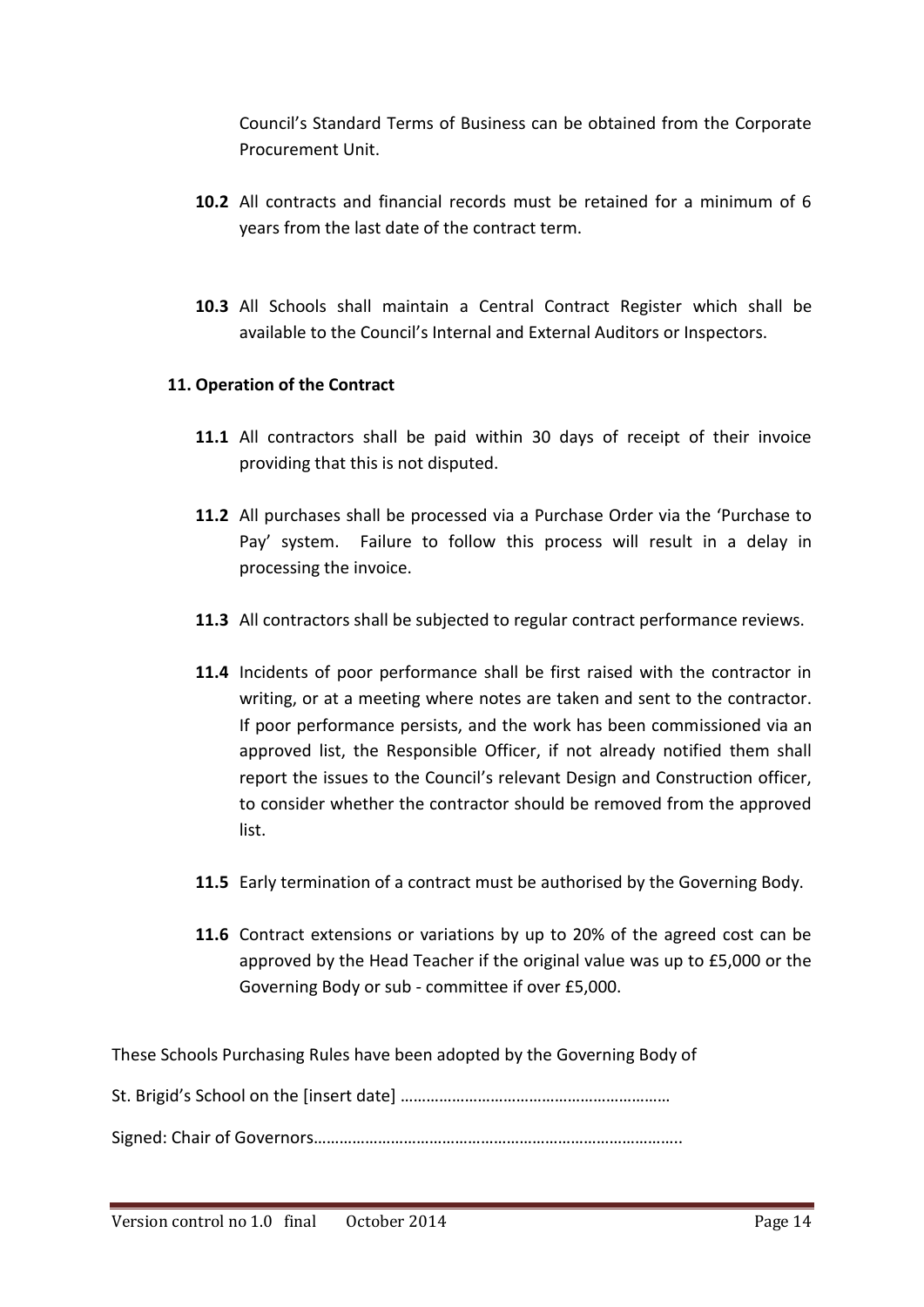Council's Standard Terms of Business can be obtained from the Corporate Procurement Unit.

**10.2** All contracts and financial records must be retained for a minimum of 6 years from the last date of the contract term.

**10.3** All Schools shall maintain a Central Contract Register which shall be available to the Council's Internal and External Auditors or Inspectors.

**11. Operation of the Contract**

**11.1** All contractors shall be paid within 30 days of receipt of their invoice providing that this is not disputed.

**11.2** All purchases shall be processed via a Purchase Order via the 'Purchase to Pay' system. Failure to follow this process will result in a delay in processing the invoice.

**11.3** All contractors shall be subjected to regular contract performance reviews.

**11.4** Incidents of poor performance shall be first raised with the contractor in writing, or at a meeting where notes are taken and sent to the contractor. If poor performance persists, and the work has been commissioned via an approved list, the Responsible Officer, if not already notified them shall report the issues to the Council's relevant Design and Construction officer, to consider whether the contractor should be removed from the approved list.

**11.5** Early termination of a contract must be authorised by the Governing Body.

**11.6** Contract extensions or variations by up to 20% of the agreed cost can be approved by the Head Teacher if the original value was up to £5,000 or the Governing Body or sub - committee if over £5,000.

These Schools Purchasing Rules have been adopted by the Governing Body of

St. Brigid's School on the [insert date] ……………………………………………………

Signed: Chair of Governors…………………………………………………………………………..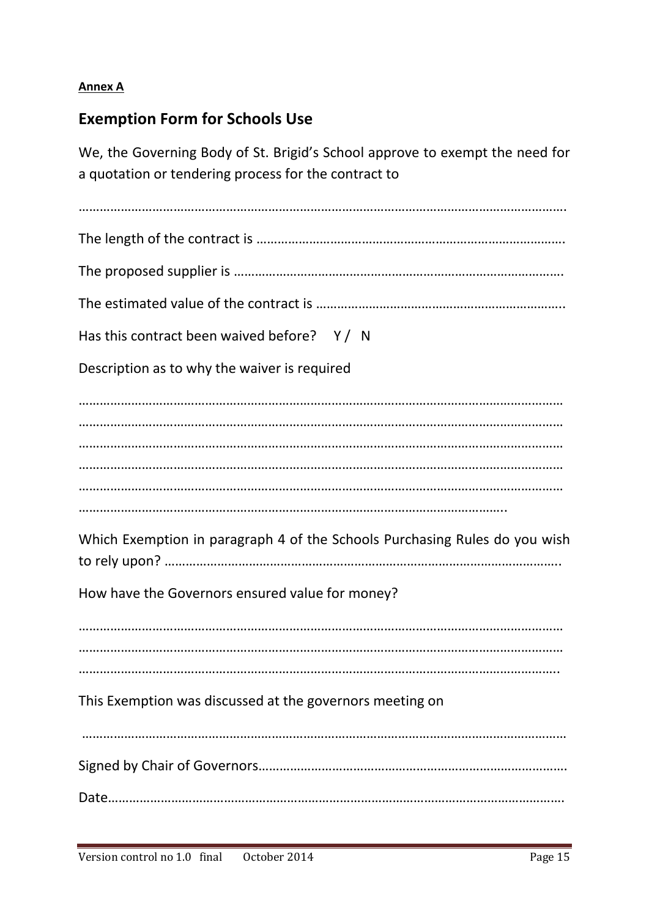**Annex A**

## Exemption Form for Schools Use

We, the Governing Body of St. Brigid's School approve to exempt the need for a quotation or tendering process for the contract to

……………………………………………………………………………………………………………………….

The length of the contract is …………………………………………………………………………….

The proposed supplier is ………………………………………………………………………………….

The estimated value of the contract is ……………………………………………………………..

Has this contract been waived before?   Y / N

Description as to why the waiver is required

………………………………………………………………………………………………………………………
………………………………………………………………………………………………………………………
………………………………………………………………………………………………………………………
………………………………………………………………………………………………………………………
………………………………………………………………………………………………………………………
……………………………………………………………………………………………………………..

Which Exemption in paragraph 4 of the Schools Purchasing Rules do you wish to rely upon? …………………………………………………………………………………………………..

How have the Governors ensured value for money?

………………………………………………………………………………………………………………………
………………………………………………………………………………………………………………………
……………………………………………………………………………………………………………………..

This Exemption was discussed at the governors meeting on

………………………………………………………………………………………………………………………

Signed by Chair of Governors…………………………………………………………………………….

Date……………………………………………………………………………………………………………….

Version control no 1.0 final   October 2014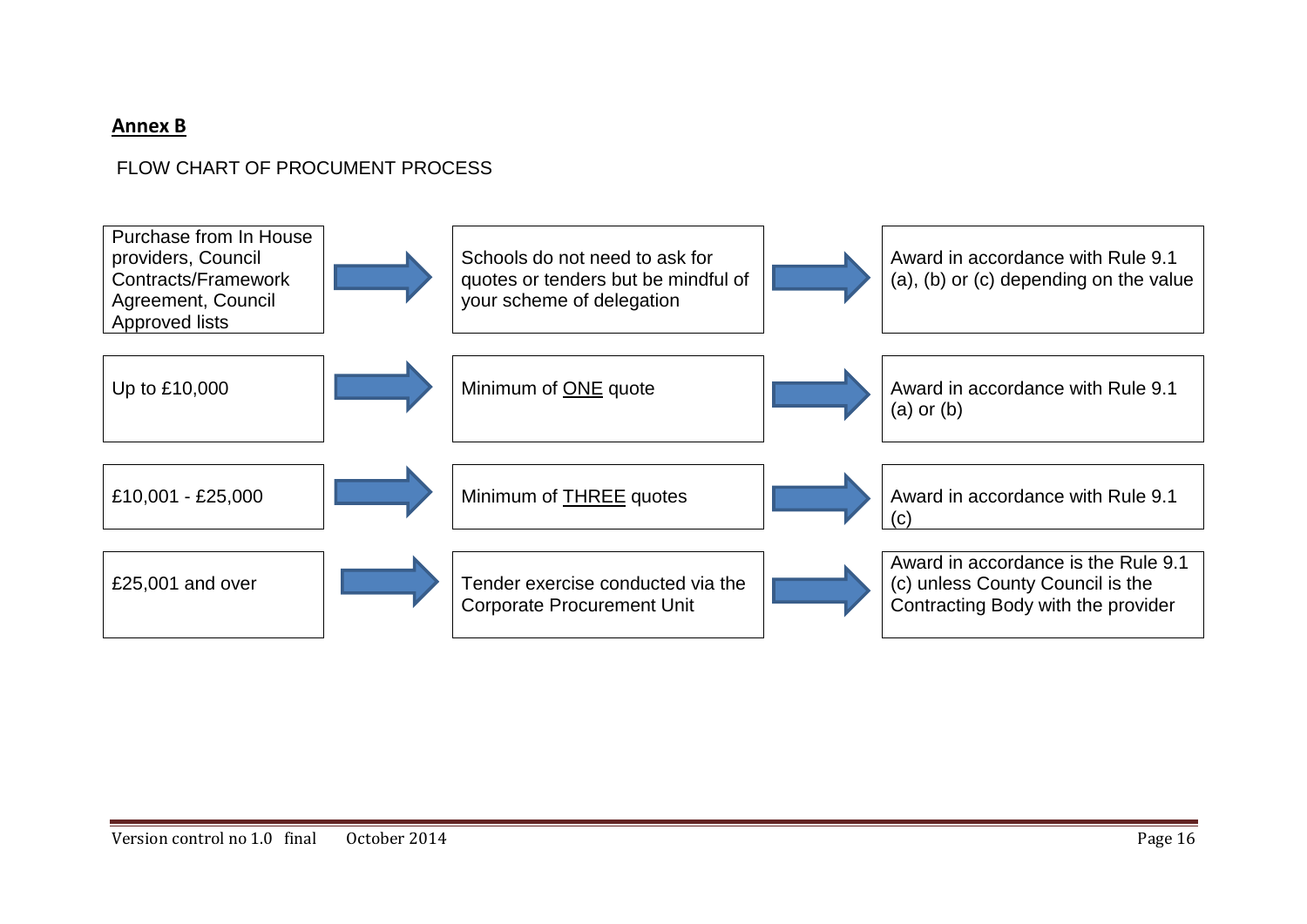**Annex B**

FLOW CHART OF PROCUMENT PROCESS

Purchase from In House providers, Council Contracts/Framework Agreement, Council Approved lists → Schools do not need to ask for quotes or tenders but be mindful of your scheme of delegation → Award in accordance with Rule 9.1 (a), (b) or (c) depending on the value

Up to £10,000 → Minimum of <u>ONE</u> quote → Award in accordance with Rule 9.1 (a) or (b)

£10,001 - £25,000 → Minimum of <u>THREE</u> quotes → Award in accordance with Rule 9.1 (c)

£25,001 and over → Tender exercise conducted via the Corporate Procurement Unit → Award in accordance is the Rule 9.1 (c) unless County Council is the Contracting Body with the provider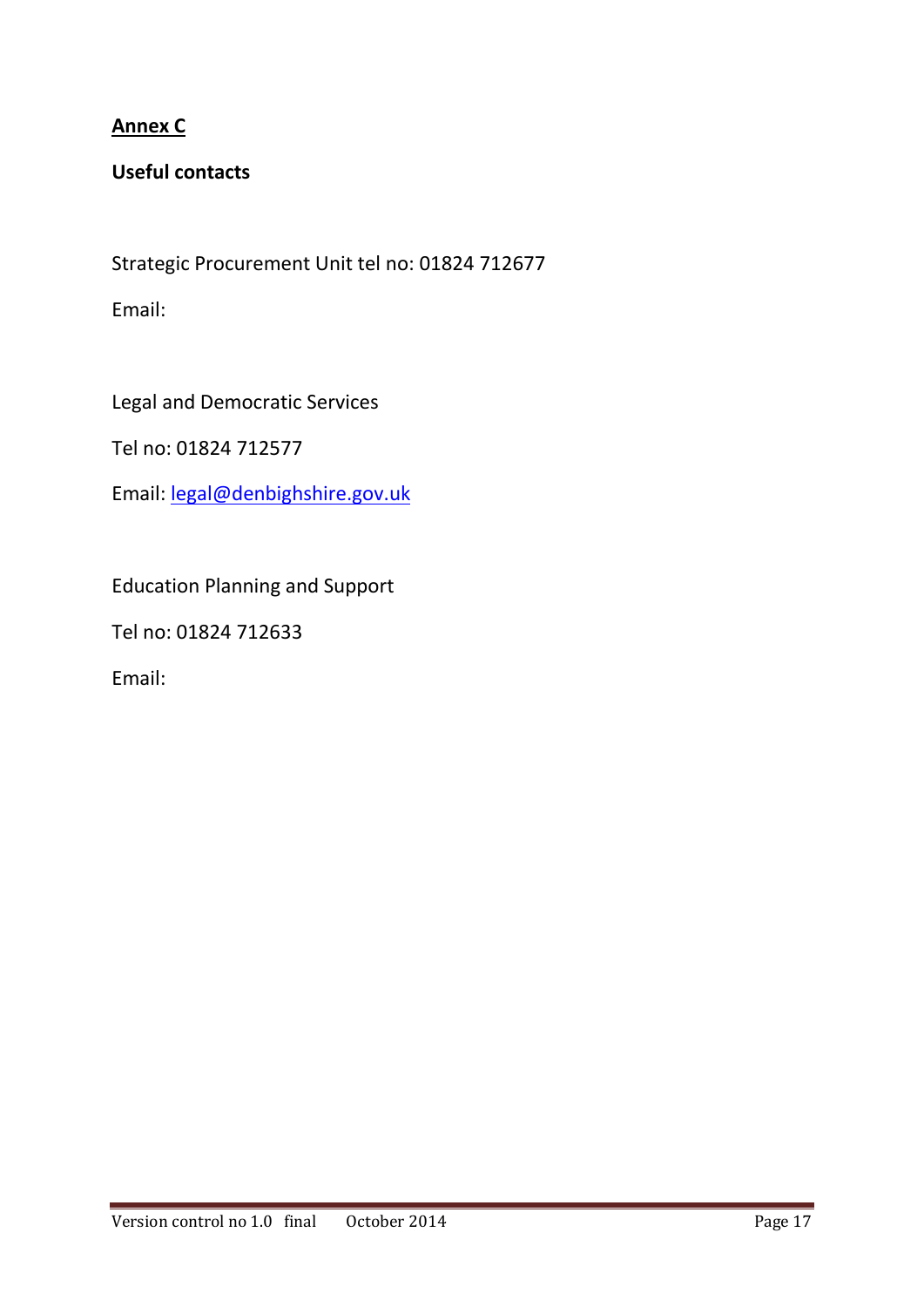**Annex C**

**Useful contacts**

Strategic Procurement Unit tel no: 01824 712677

Email:

Legal and Democratic Services

Tel no: 01824 712577

Email: legal@denbighshire.gov.uk

Education Planning and Support

Tel no: 01824 712633

Email: